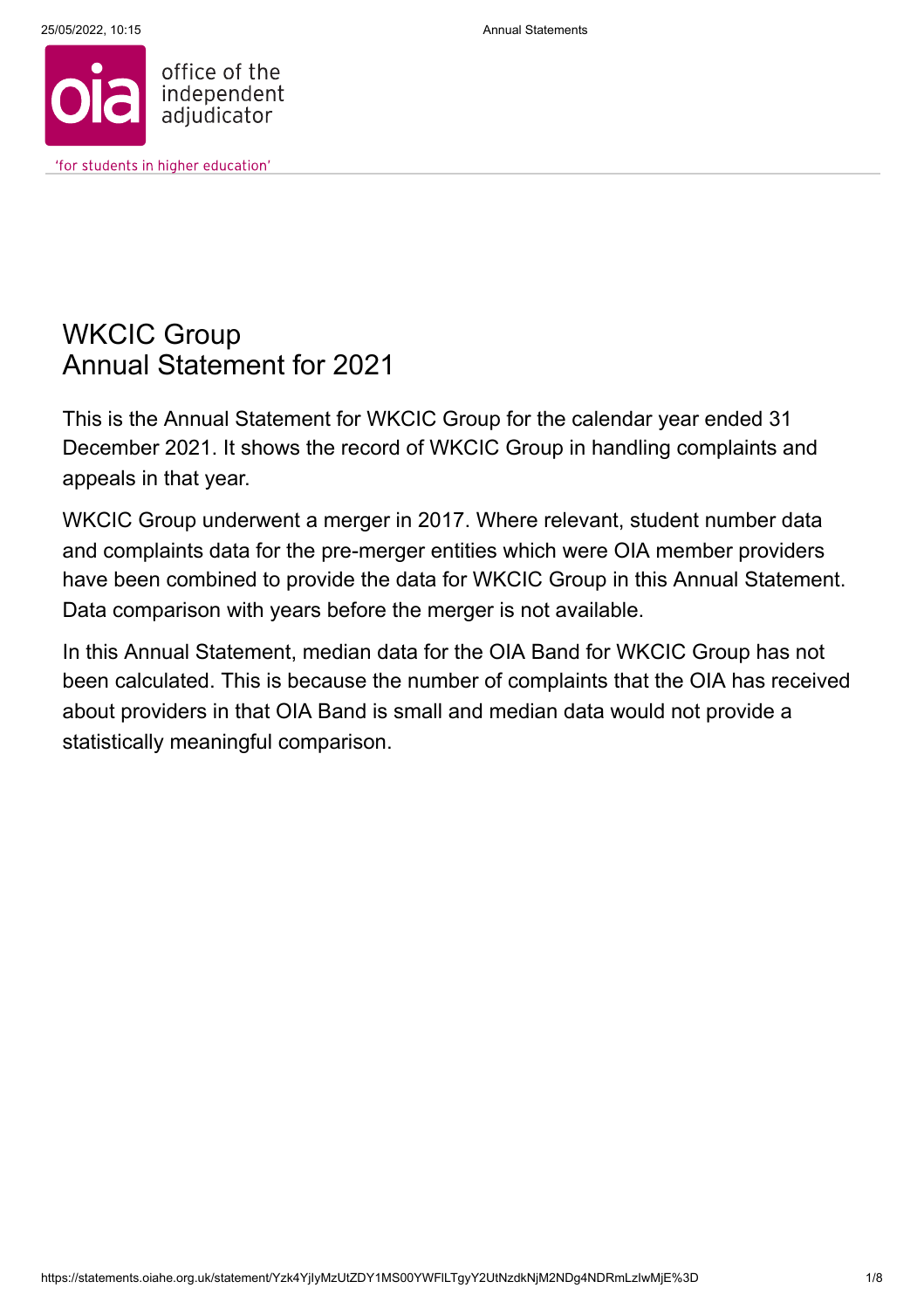office of the independent adjudicator

'for students in higher education'

# WKCIC Group
# Annual Statement for 2021

This is the Annual Statement for WKCIC Group for the calendar year ended 31 December 2021. It shows the record of WKCIC Group in handling complaints and appeals in that year.

WKCIC Group underwent a merger in 2017. Where relevant, student number data and complaints data for the pre-merger entities which were OIA member providers have been combined to provide the data for WKCIC Group in this Annual Statement. Data comparison with years before the merger is not available.

In this Annual Statement, median data for the OIA Band for WKCIC Group has not been calculated. This is because the number of complaints that the OIA has received about providers in that OIA Band is small and median data would not provide a statistically meaningful comparison.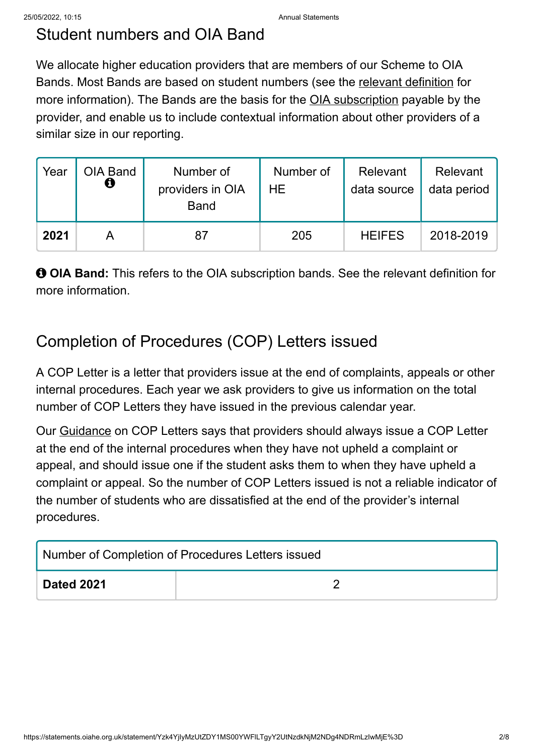## Student numbers and OIA Band

We allocate higher education providers that are members of our Scheme to OIA Bands. Most Bands are based on student numbers (see the relevant definition for more information). The Bands are the basis for the OIA subscription payable by the provider, and enable us to include contextual information about other providers of a similar size in our reporting.

| Year | OIA Band | Number of providers in OIA Band | Number of HE | Relevant data source | Relevant data period |
|---|---|---|---|---|---|
| **2021** | A | 87 | 205 | HEIFES | 2018-2019 |

**OIA Band:** This refers to the OIA subscription bands. See the relevant definition for more information.

## Completion of Procedures (COP) Letters issued

A COP Letter is a letter that providers issue at the end of complaints, appeals or other internal procedures. Each year we ask providers to give us information on the total number of COP Letters they have issued in the previous calendar year.

Our Guidance on COP Letters says that providers should always issue a COP Letter at the end of the internal procedures when they have not upheld a complaint or appeal, and should issue one if the student asks them to when they have upheld a complaint or appeal. So the number of COP Letters issued is not a reliable indicator of the number of students who are dissatisfied at the end of the provider's internal procedures.

| Number of Completion of Procedures Letters issued | |
|---|---|
| **Dated 2021** | 2 |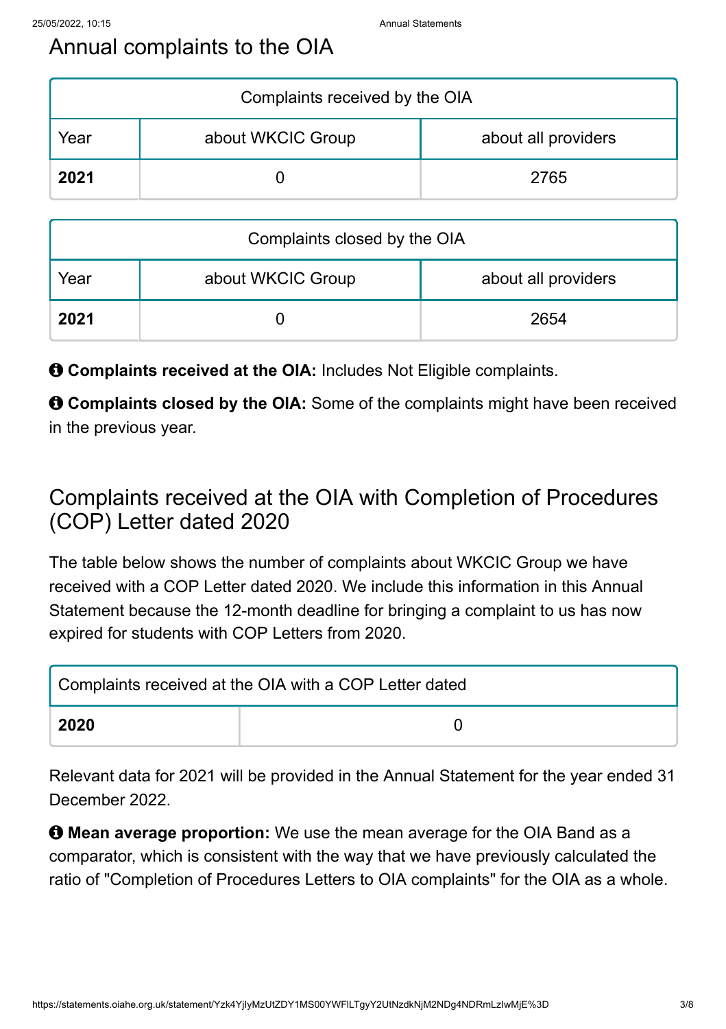## Annual complaints to the OIA

| Complaints received by the OIA | | |
|---|---|---|
| Year | about WKCIC Group | about all providers |
| **2021** | 0 | 2765 |

| Complaints closed by the OIA | | |
|---|---|---|
| Year | about WKCIC Group | about all providers |
| **2021** | 0 | 2654 |

**Complaints received at the OIA:** Includes Not Eligible complaints.

**Complaints closed by the OIA:** Some of the complaints might have been received in the previous year.

## Complaints received at the OIA with Completion of Procedures (COP) Letter dated 2020

The table below shows the number of complaints about WKCIC Group we have received with a COP Letter dated 2020. We include this information in this Annual Statement because the 12-month deadline for bringing a complaint to us has now expired for students with COP Letters from 2020.

| Complaints received at the OIA with a COP Letter dated | |
|---|---|
| **2020** | 0 |

Relevant data for 2021 will be provided in the Annual Statement for the year ended 31 December 2022.

**Mean average proportion:** We use the mean average for the OIA Band as a comparator, which is consistent with the way that we have previously calculated the ratio of "Completion of Procedures Letters to OIA complaints" for the OIA as a whole.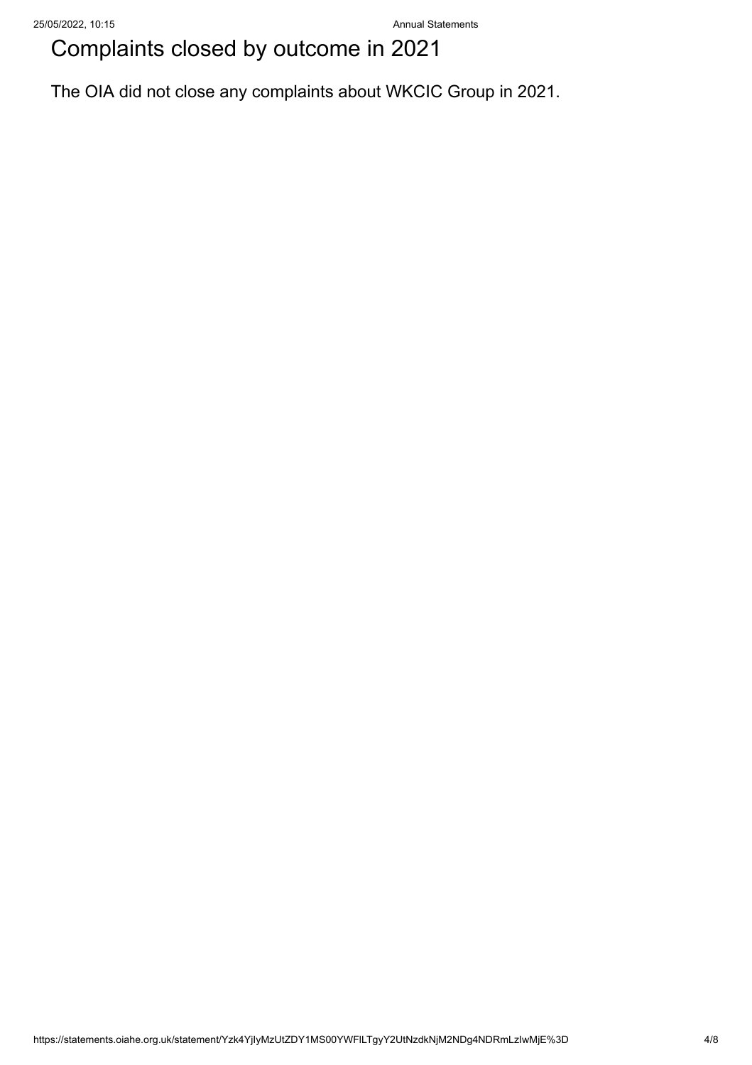# Complaints closed by outcome in 2021

The OIA did not close any complaints about WKCIC Group in 2021.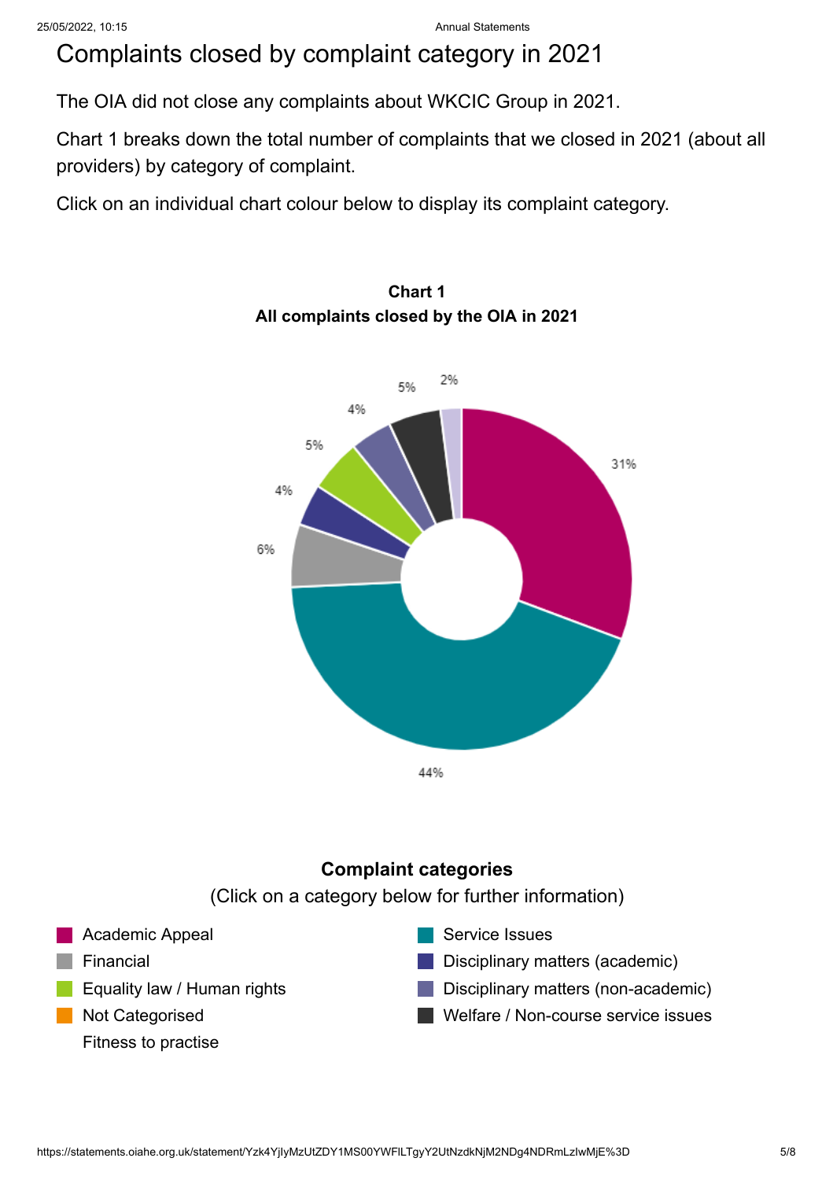# Complaints closed by complaint category in 2021

The OIA did not close any complaints about WKCIC Group in 2021.

Chart 1 breaks down the total number of complaints that we closed in 2021 (about all providers) by category of complaint.

Click on an individual chart colour below to display its complaint category.

**Chart 1**
**All complaints closed by the OIA in 2021**

31%

44%

6%

4%

5%

4%

5%

2%

**Complaint categories**

(Click on a category below for further information)

- Academic Appeal
- Financial
- Equality law / Human rights
- Not Categorised
- Fitness to practise
- Service Issues
- Disciplinary matters (academic)
- Disciplinary matters (non-academic)
- Welfare / Non-course service issues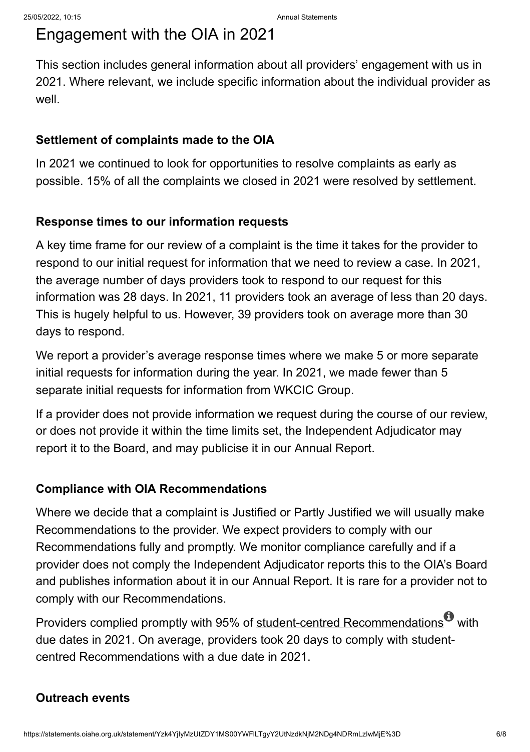# Engagement with the OIA in 2021

This section includes general information about all providers' engagement with us in 2021. Where relevant, we include specific information about the individual provider as well.

**Settlement of complaints made to the OIA**

In 2021 we continued to look for opportunities to resolve complaints as early as possible. 15% of all the complaints we closed in 2021 were resolved by settlement.

**Response times to our information requests**

A key time frame for our review of a complaint is the time it takes for the provider to respond to our initial request for information that we need to review a case. In 2021, the average number of days providers took to respond to our request for this information was 28 days. In 2021, 11 providers took an average of less than 20 days. This is hugely helpful to us. However, 39 providers took on average more than 30 days to respond.

We report a provider's average response times where we make 5 or more separate initial requests for information during the year. In 2021, we made fewer than 5 separate initial requests for information from WKCIC Group.

If a provider does not provide information we request during the course of our review, or does not provide it within the time limits set, the Independent Adjudicator may report it to the Board, and may publicise it in our Annual Report.

**Compliance with OIA Recommendations**

Where we decide that a complaint is Justified or Partly Justified we will usually make Recommendations to the provider. We expect providers to comply with our Recommendations fully and promptly. We monitor compliance carefully and if a provider does not comply the Independent Adjudicator reports this to the OIA's Board and publishes information about it in our Annual Report. It is rare for a provider not to comply with our Recommendations.

Providers complied promptly with 95% of student-centred Recommendations with due dates in 2021. On average, providers took 20 days to comply with student-centred Recommendations with a due date in 2021.

**Outreach events**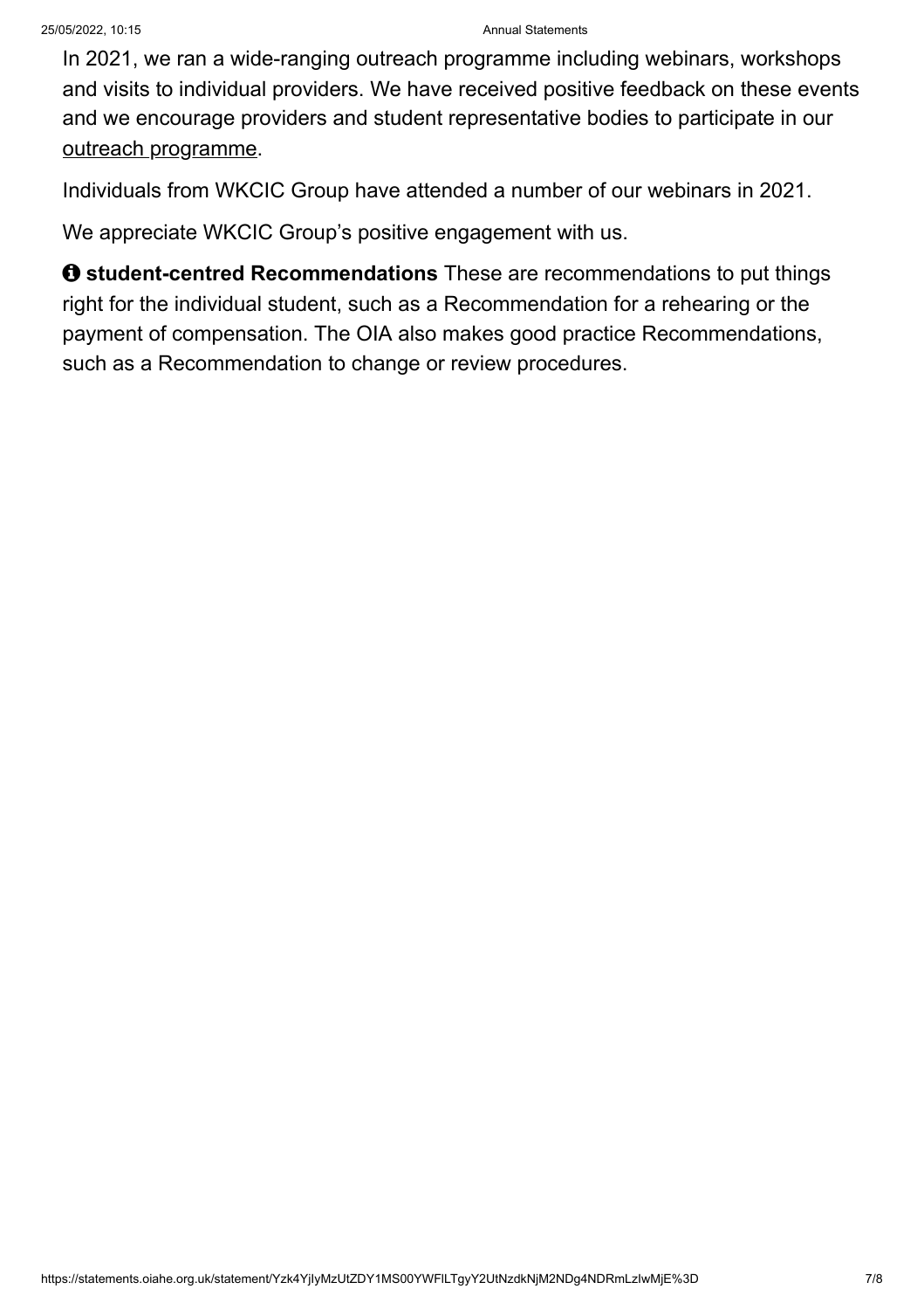In 2021, we ran a wide-ranging outreach programme including webinars, workshops and visits to individual providers. We have received positive feedback on these events and we encourage providers and student representative bodies to participate in our outreach programme.

Individuals from WKCIC Group have attended a number of our webinars in 2021.

We appreciate WKCIC Group's positive engagement with us.

**student-centred Recommendations** These are recommendations to put things right for the individual student, such as a Recommendation for a rehearing or the payment of compensation. The OIA also makes good practice Recommendations, such as a Recommendation to change or review procedures.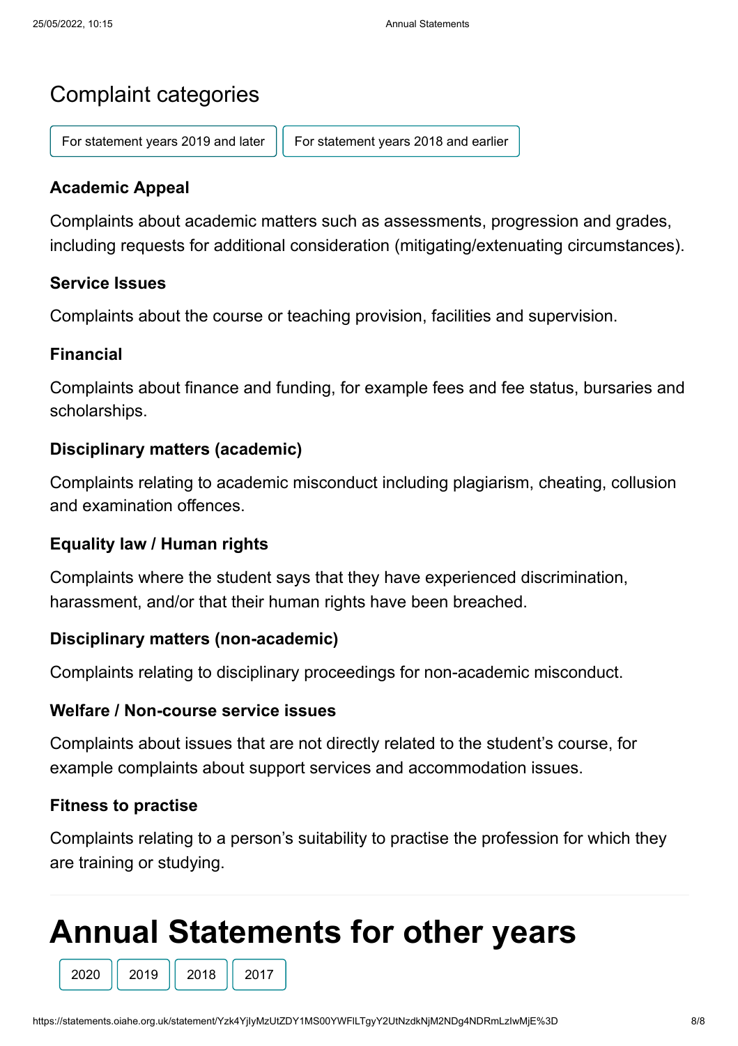## Complaint categories

For statement years 2019 and later | For statement years 2018 and earlier

### Academic Appeal

Complaints about academic matters such as assessments, progression and grades, including requests for additional consideration (mitigating/extenuating circumstances).

### Service Issues

Complaints about the course or teaching provision, facilities and supervision.

### Financial

Complaints about finance and funding, for example fees and fee status, bursaries and scholarships.

### Disciplinary matters (academic)

Complaints relating to academic misconduct including plagiarism, cheating, collusion and examination offences.

### Equality law / Human rights

Complaints where the student says that they have experienced discrimination, harassment, and/or that their human rights have been breached.

### Disciplinary matters (non-academic)

Complaints relating to disciplinary proceedings for non-academic misconduct.

### Welfare / Non-course service issues

Complaints about issues that are not directly related to the student's course, for example complaints about support services and accommodation issues.

### Fitness to practise

Complaints relating to a person's suitability to practise the profession for which they are training or studying.

# Annual Statements for other years

2020 | 2019 | 2018 | 2017